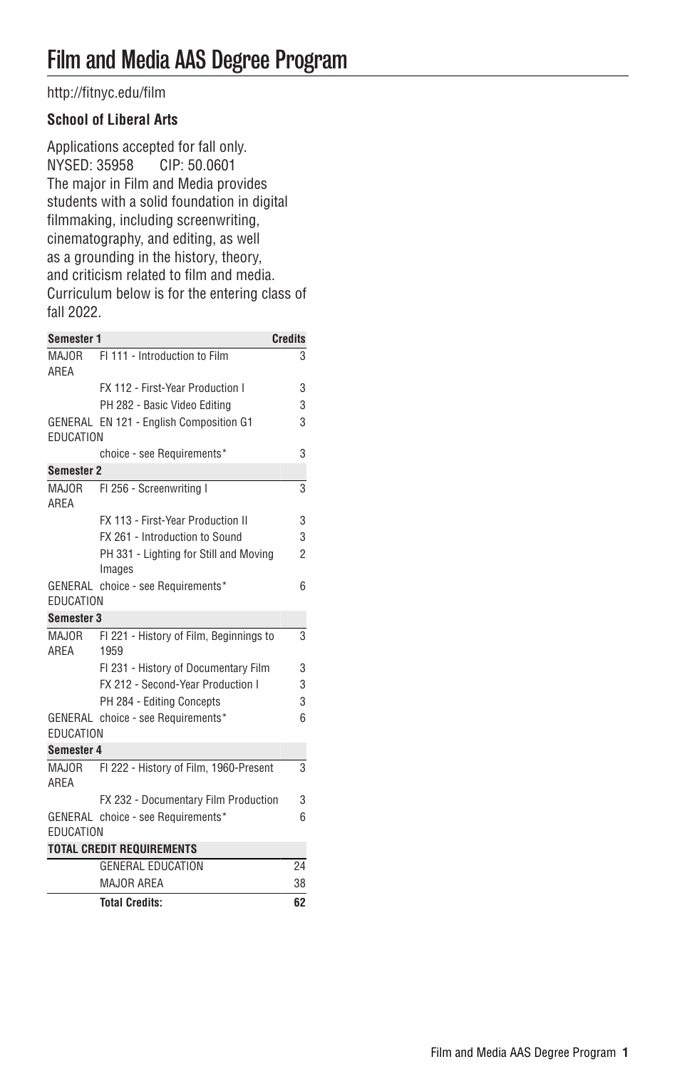# Film and Media AAS Degree Program

http://fitnyc.edu/film

**School of Liberal Arts**

Applications accepted for fall only.
NYSED: 35958 CIP: 50.0601
The major in Film and Media provides students with a solid foundation in digital filmmaking, including screenwriting, cinematography, and editing, as well as a grounding in the history, theory, and criticism related to film and media.
Curriculum below is for the entering class of fall 2022.

| **Semester 1** | | **Credits** |
|---|---|---|
| MAJOR AREA | FI 111 - Introduction to Film | 3 |
| | FX 112 - First-Year Production I | 3 |
| | PH 282 - Basic Video Editing | 3 |
| GENERAL EDUCATION | EN 121 - English Composition G1 | 3 |
| | choice - see Requirements* | 3 |
| **Semester 2** | | |
| MAJOR AREA | FI 256 - Screenwriting I | 3 |
| | FX 113 - First-Year Production II | 3 |
| | FX 261 - Introduction to Sound | 3 |
| | PH 331 - Lighting for Still and Moving Images | 2 |
| GENERAL EDUCATION | choice - see Requirements* | 6 |
| **Semester 3** | | |
| MAJOR AREA | FI 221 - History of Film, Beginnings to 1959 | 3 |
| | FI 231 - History of Documentary Film | 3 |
| | FX 212 - Second-Year Production I | 3 |
| | PH 284 - Editing Concepts | 3 |
| GENERAL EDUCATION | choice - see Requirements* | 6 |
| **Semester 4** | | |
| MAJOR AREA | FI 222 - History of Film, 1960-Present | 3 |
| | FX 232 - Documentary Film Production | 3 |
| GENERAL EDUCATION | choice - see Requirements* | 6 |
| **TOTAL CREDIT REQUIREMENTS** | | |
| | GENERAL EDUCATION | 24 |
| | MAJOR AREA | 38 |
| | **Total Credits:** | **62** |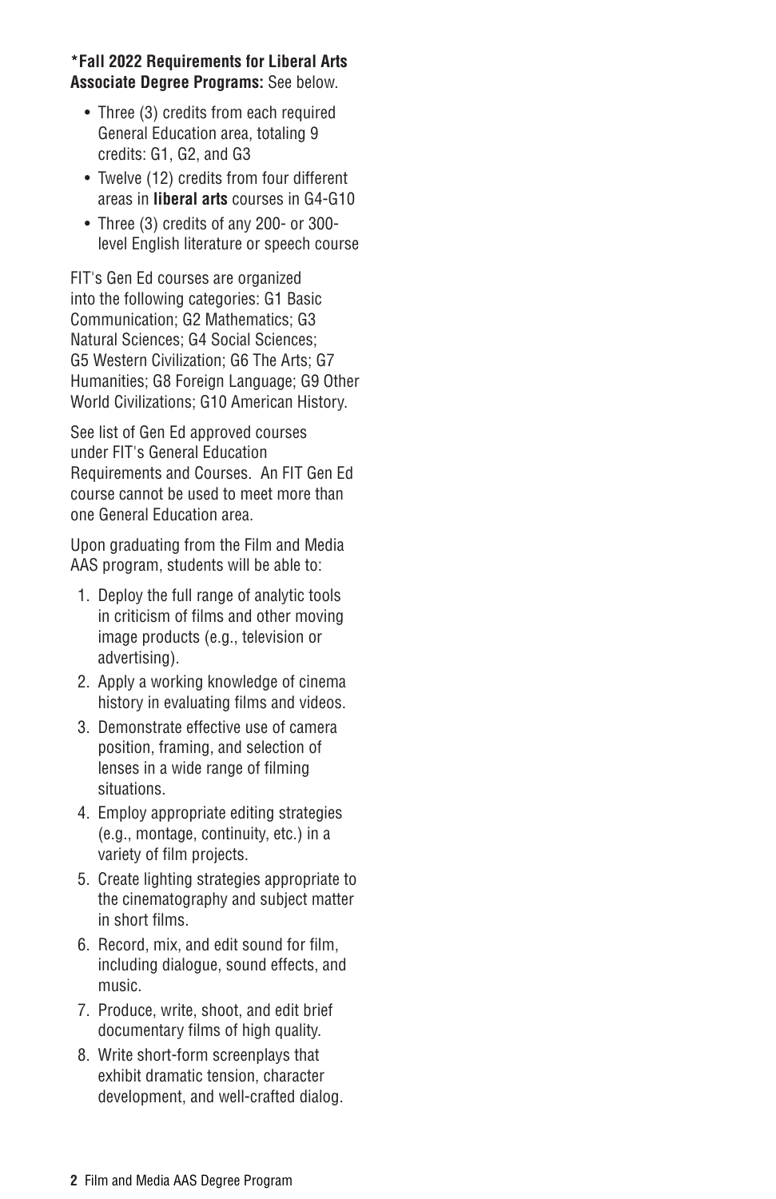**\*Fall 2022 Requirements for Liberal Arts Associate Degree Programs:** See below.

- Three (3) credits from each required General Education area, totaling 9 credits: G1, G2, and G3
- Twelve (12) credits from four different areas in **liberal arts** courses in G4-G10
- Three (3) credits of any 200- or 300-level English literature or speech course

FIT's Gen Ed courses are organized into the following categories: G1 Basic Communication; G2 Mathematics; G3 Natural Sciences; G4 Social Sciences; G5 Western Civilization; G6 The Arts; G7 Humanities; G8 Foreign Language; G9 Other World Civilizations; G10 American History.

See list of Gen Ed approved courses under FIT's General Education Requirements and Courses. An FIT Gen Ed course cannot be used to meet more than one General Education area.

Upon graduating from the Film and Media AAS program, students will be able to:

1. Deploy the full range of analytic tools in criticism of films and other moving image products (e.g., television or advertising).
2. Apply a working knowledge of cinema history in evaluating films and videos.
3. Demonstrate effective use of camera position, framing, and selection of lenses in a wide range of filming situations.
4. Employ appropriate editing strategies (e.g., montage, continuity, etc.) in a variety of film projects.
5. Create lighting strategies appropriate to the cinematography and subject matter in short films.
6. Record, mix, and edit sound for film, including dialogue, sound effects, and music.
7. Produce, write, shoot, and edit brief documentary films of high quality.
8. Write short-form screenplays that exhibit dramatic tension, character development, and well-crafted dialog.